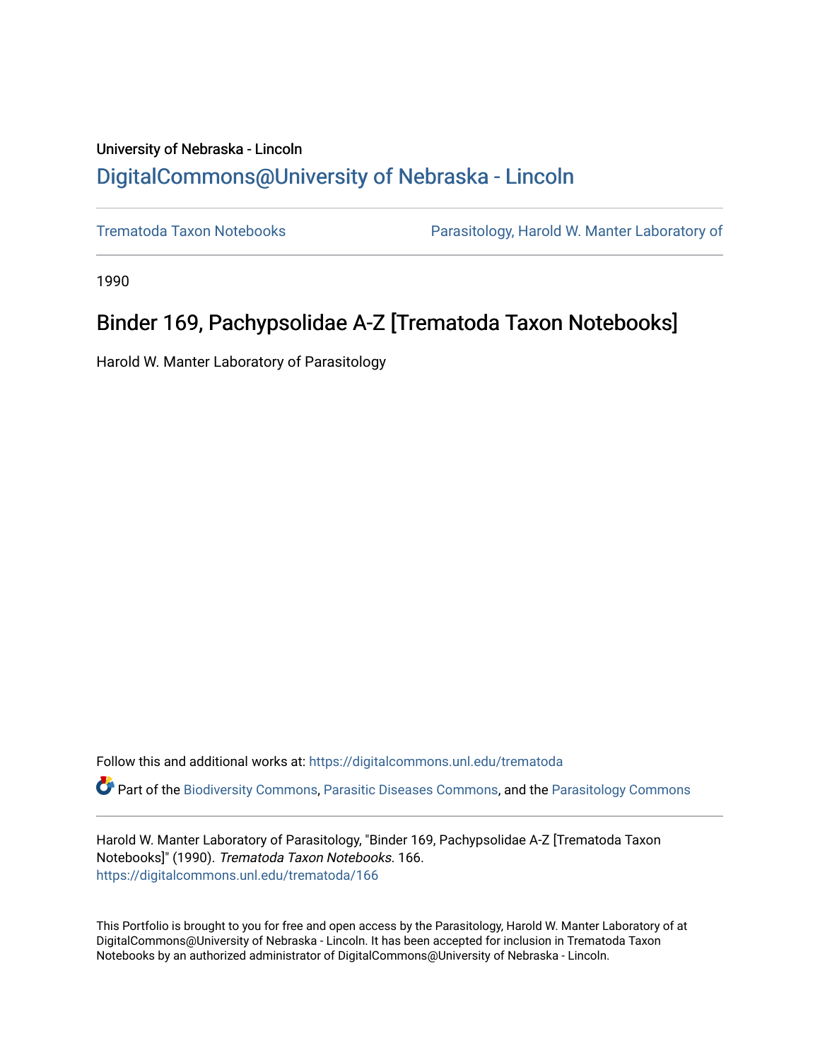University of Nebraska - Lincoln

# DigitalCommons@University of Nebraska - Lincoln

Trematoda Taxon Notebooks

Parasitology, Harold W. Manter Laboratory of

1990

# Binder 169, Pachypsolidae A-Z [Trematoda Taxon Notebooks]

Harold W. Manter Laboratory of Parasitology

Follow this and additional works at: https://digitalcommons.unl.edu/trematoda

Part of the Biodiversity Commons, Parasitic Diseases Commons, and the Parasitology Commons

Harold W. Manter Laboratory of Parasitology, "Binder 169, Pachypsolidae A-Z [Trematoda Taxon Notebooks]" (1990). *Trematoda Taxon Notebooks*. 166.
https://digitalcommons.unl.edu/trematoda/166

This Portfolio is brought to you for free and open access by the Parasitology, Harold W. Manter Laboratory of at DigitalCommons@University of Nebraska - Lincoln. It has been accepted for inclusion in Trematoda Taxon Notebooks by an authorized administrator of DigitalCommons@University of Nebraska - Lincoln.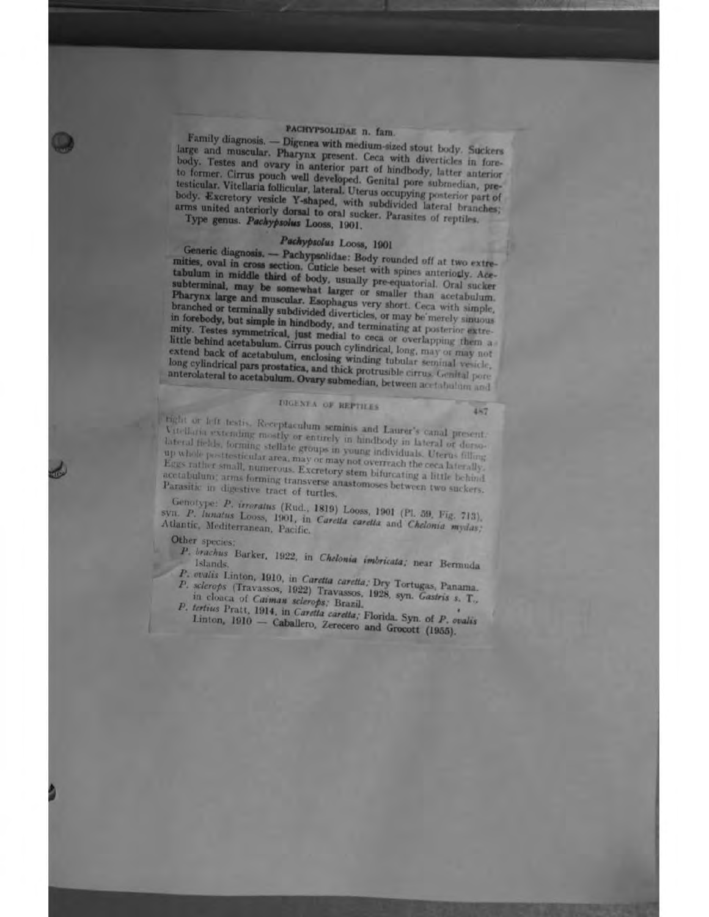## PACHYPSOLIDAE n. fam.

Family diagnosis. — Digenea with medium-sized stout body. Suckers large and muscular. Pharynx present. Ceca with diverticles in forebody. Testes and ovary in anterior part of hindbody, latter anterior to former. Cirrus pouch well developed. Genital pore submedian, pretesticular. Vitellaria follicular, lateral. Uterus occupying posterior part of body. Excretory vesicle Y-shaped, with subdivided lateral branches; arms united anteriorly dorsal to oral sucker. Parasites of reptiles.

Type genus. *Pachypsolus* Looss, 1901.

### *Pachypsolus* Looss, 1901

Generic diagnosis. — Pachypsolidae: Body rounded off at two extremities, oval in cross section. Cuticle beset with spines anteriorly. Acetabulum in middle third of body, usually pre-equatorial. Oral sucker subterminal, may be somewhat larger or smaller than acetabulum. Pharynx large and muscular. Esophagus very short. Ceca with simple, branched or terminally subdivided diverticles, or may be merely sinuous in forebody, but simple in hindbody, and terminating at posterior extremity. Testes symmetrical, just medial to ceca or overlapping them a little behind acetabulum. Cirrus pouch cylindrical, long, may or may not extend back of acetabulum, enclosing winding tubular seminal vesicle, long cylindrical pars prostatica, and thick protrusible cirrus. Genital pore anterolateral to acetabulum. Ovary submedian, between acetabulum and right or left testis. Receptaculum seminis and Laurer's canal present. Vitellaria extending mostly or entirely in hindbody in lateral or dorsolateral fields, forming stellate groups in young individuals. Uterus filling up whole posttesticular area, may or may not overreach the ceca laterally. Eggs rather small, numerous. Excretory stem bifurcating a little behind acetabulum; arms forming transverse anastomoses between two suckers. Parasitic in digestive tract of turtles.

Genotype: *P. irroratus* (Rud., 1819) Looss, 1901 (Pl. 59, Fig. 713), syn. *P. lunatus* Looss, 1901, in *Caretta caretta* and *Chelonia mydas*; Atlantic, Mediterranean, Pacific.

Other species:

- *P. brachus* Barker, 1922, in *Chelonia imbricata*; near Bermuda Islands.
- *P. ovalis* Linton, 1910, in *Caretta caretta*; Dry Tortugas, Panama.
- *P. sclerops* (Travassos, 1922) Travassos, 1928, syn. *Gastris s.* T., in cloaca of *Caiman sclerops*; Brazil.
- *P. tertius* Pratt, 1914, in *Caretta caretta*; Florida. Syn. of *P. ovalis* Linton, 1910 — Caballero, Zerecero and Grocott (1955).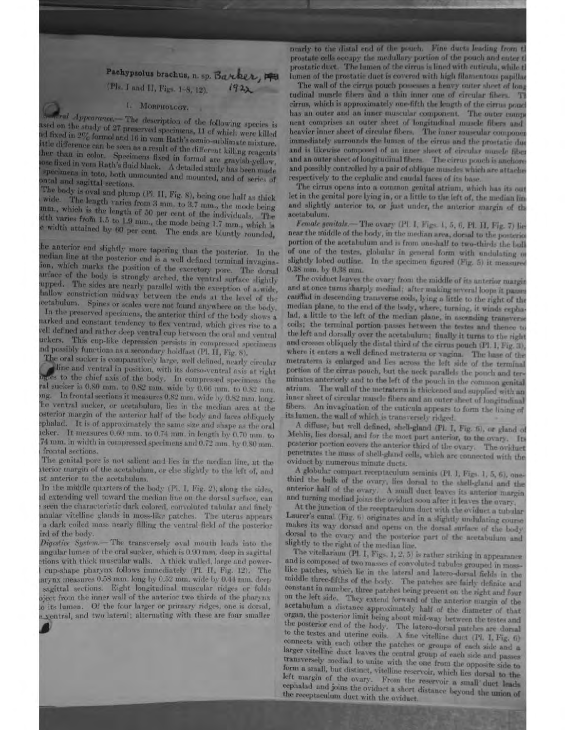## Pachypsolus brachus, n. sp. Barker, 1922

(Pls. I and II, Figs. 1-8, 12).

### I. Morphology.

*General Appearance.*—The description of the following species is based on the study of 27 preserved specimens, 11 of which were killed and fixed in 2% formol and 16 in vom Rath's osmio-sublimate mixture. Little difference can be seen as a result of the different killing reagents other than in color. Specimens fixed in formol are grayish-yellow, those fixed in vom Rath's fluid black. A detailed study has been made of specimens in toto, both unmounted and mounted, and of series of frontal and sagittal sections.

The body is oval and plump (Pl. II, Fig. 8), being one half as thick as wide. The length varies from 3 mm. to 3.7 mm., the mode being 3 mm., which is the length of 50 per cent. of the individuals. The width varies from 1.5 to 1.9 mm., the mode being 1.7 mm., which is the width attained by 60 per cent. The ends are bluntly rounded, the anterior end slightly more tapering than the posterior. In the median line at the posterior end is a well defined terminal invagination, which marks the position of the excretory pore. The dorsal surface of the body is strongly arched, the ventral surface slightly cupped. The sides are nearly parallel with the exception of a wide, shallow constriction midway between the ends at the level of the acetabulum. Spines or scales were not found anywhere on the body.

In the preserved specimens, the anterior third of the body shows a marked and constant tendency to flex ventrad, which gives rise to a well defined and rather deep ventral cup between the oral and ventral suckers. This cup-like depression persists in compressed specimens and possibly functions as a secondary holdfast (Pl. II, Fig. 8).

The oral sucker is comparatively large, well defined, nearly circular in outline and ventral in position, with its dorso-ventral axis at right angles to the chief axis of the body. In compressed specimens the oral sucker is 0.80 mm. to 0.82 mm. wide by 0.66 mm. to 0.82 mm. long. In frontal sections it measures 0.82 mm. wide by 0.82 mm. long. The ventral sucker, or acetabulum, lies in the median area at the posterior margin of the anterior half of the body and faces obliquely cephalad. It is of approximately the same size and shape as the oral sucker. It measures 0.60 mm. to 0.74 mm. in length by 0.70 mm. to 0.74 mm. in width in compressed specimens and 0.72 mm. by 0.80 mm. in frontal sections.

The genital pore is not salient and lies in the median line, at the anterior margin of the acetabulum, or else slightly to the left of, and just anterior to the acetabulum.

In the middle quarters of the body (Pl. I, Fig. 2), along the sides, and extending well toward the median line on the dorsal surface, can be seen the characteristic dark colored, convoluted tubular and finely granular vitelline glands in moss-like patches. The uterus appears as a dark coiled mass nearly filling the ventral field of the posterior third of the body.

*Digestive System.*—The transversely oval mouth leads into the triangular lumen of the oral sucker, which is 0.90 mm. deep in sagittal sections with thick muscular walls. A thick walled, large and powerful cup-shape pharynx follows immediately (Pl. II, Fig. 12). The pharynx measures 0.58 mm. long by 0.52 mm. wide by 0.44 mm. deep in sagittal sections. Eight longitudinal muscular ridges or folds project from the inner wall of the anterior two thirds of the pharynx into its lumen. Of the four larger or primary ridges, one is dorsal, one ventral, and two lateral; alternating with these are four smaller nearly to the distal end of the pouch. Fine ducts leading from the prostate cells occupy the medullary portion of the pouch and enter the prostatic duct. The lumen of the cirrus is lined with cuticula, while the lumen of the prostatic duct is covered with high filamentous papillae.

The wall of the cirrus pouch possesses a heavy outer sheet of longitudinal muscle fibers and a thin inner one of circular fibers. The cirrus, which is approximately one-fifth the length of the cirrus pouch, has an outer and an inner muscular component. The outer component comprises an outer sheet of longitudinal muscle fibers and a heavier inner sheet of circular fibers. The inner muscular component immediately surrounds the lumen of the cirrus and the prostatic duct and is likewise composed of an inner sheet of circular muscle fibers and an outer sheet of longitudinal fibers. The cirrus pouch is anchored and possibly controlled by a pair of oblique muscles which are attached respectively to the cephalic and caudal faces of its base.

The cirrus opens into a common genital atrium, which has its outlet in the genital pore lying in, or a little to the left of, the median line and slightly anterior to, or just under, the anterior margin of the acetabulum.

*Female genitals.*—The ovary (Pl. I, Figs. 1, 5, 6, Pl. II, Fig. 7) lies near the middle of the body, in the median area, dorsal to the posterior portion of the acetabulum and is from one-half to two-thirds the bulk of one of the testes, globular in general form with undulating or slightly lobed outline. In the specimen figured (Fig. 5) it measured 0.38 mm. by 0.38 mm.

The oviduct leaves the ovary from the middle of its anterior margin and at once turns sharply mediad; after making several loops it passes caudad in descending transverse coils, lying a little to the right of the median plane, to the end of the body, where, turning, it winds cephalad, a little to the left of the median plane, in ascending transverse coils; the terminal portion passes between the testes and thence to the left and dorsally over the acetabulum; finally it turns to the right and crosses obliquely the distal third of the cirrus pouch (Pl. I, Fig. 3), where it enters a well defined metraterm or vagina. The base of the metraterm is enlarged and lies across the left side of the terminal portion of the cirrus pouch, but the neck parallels the pouch and terminates anteriorly and to the left of the pouch in the common genital atrium. The wall of the metraterm is thickened and supplied with an inner sheet of circular muscle fibers and an outer sheet of longitudinal fibers. An invagination of the cuticula appears to form the lining of its lumen, the wall of which is transversely ridged.

A diffuse, but well defined, shell-gland (Pl. I, Fig. 6), or gland of Mehlis, lies dorsal, and for the most part anterior, to the ovary. Its posterior portion covers the anterior third of the ovary. The oviduct penetrates the mass of shell-gland cells, which are connected with the oviduct by numerous minute ducts.

A globular compact receptaculum seminis (Pl. I, Figs. 1, 5, 6), one-third the bulk of the ovary, lies dorsal to the shell-gland and the anterior half of the ovary. A small duct leaves its anterior margin and turning mediad joins the oviduct soon after it leaves the ovary.

At the junction of the receptaculum duct with the oviduct a tubular Laurer's canal (Fig. 6) originates and in a slightly undulating course makes its way dorsad and opens on the dorsal surface of the body dorsal to the ovary and the posterior part of the acetabulum and slightly to the right of the median line.

The vitellarium (Pl. I, Figs. 1, 2, 5) is rather striking in appearance and is composed of two masses of convoluted tubules grouped in moss-like patches, which lie in the lateral and latero-dorsal fields in the middle three-fifths of the body. The patches are fairly definite and constant in number, three patches being present on the right and four on the left side. They extend forward of the anterior margin of the acetabulum a distance approximately half of the diameter of that organ, the posterior limit being about mid-way between the testes and the posterior end of the body. The latero-dorsal patches are dorsal to the testes and uterine coils. A fine vitelline duct (Pl. I, Fig. 6) connects with each other the patches or groups of each side and a larger vitelline duct leaves the central group of each side and passes transversely mediad to unite with the one from the opposite side to form a small, but distinct, vitelline reservoir, which lies dorsal to the left margin of the ovary. From the reservoir a small duct leads cephalad and joins the oviduct a short distance beyond the union of the receptaculum duct with the oviduct.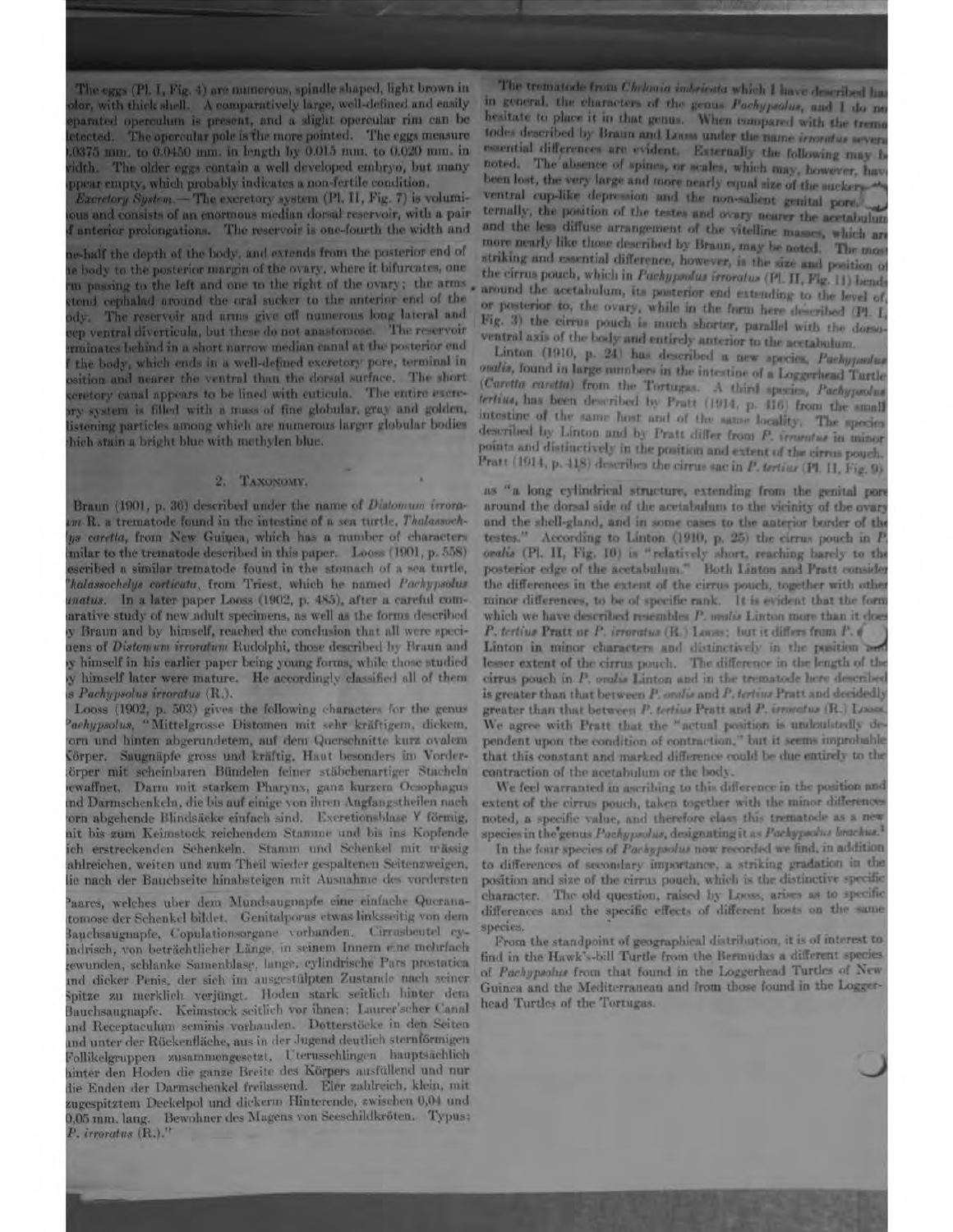The eggs (Pl. I, Fig. 4) are numerous, spindle shaped, light brown in color, with thick shell. A comparatively large, well-defined and easily separated operculum is present, and a slight opercular rim can be detected. The opercular pole is the more pointed. The eggs measure 0.0375 mm. to 0.0450 mm. in length by 0.015 mm. to 0.020 mm. in width. The older eggs contain a well developed embryo, but many appear empty, which probably indicates a non-fertile condition.

*Excretory System.*—The excretory system (Pl. II, Fig. 7) is voluminous and consists of an enormous median dorsal reservoir, with a pair of anterior prolongations. The reservoir is one-fourth the width and one-half the depth of the body, and extends from the posterior end of the body to the posterior margin of the ovary, where it bifurcates, one arm passing to the left and one to the right of the ovary; the arms extend cephalad around the oral sucker to the anterior end of the body. The reservoir and arms give off numerous long lateral and deep ventral diverticula, but these do not anastomose. The reservoir terminates behind in a short narrow median canal at the posterior end of the body, which ends in a well-defined excretory pore, terminal in position and nearer the ventral than the dorsal surface. The short excretory canal appears to be lined with cuticula. The entire excretory system is filled with a mass of fine globular, gray and golden, glistening particles among which are numerous larger globular bodies which stain a bright blue with methylen blue.

## 2. Taxonomy.

Braun (1901, p. 36) described under the name of *Distomum irroratum* R. a trematode found in the intestine of a sea turtle, *Thalassochelys caretta*, from New Guinea, which has a number of characters similar to the trematode described in this paper. Looss (1901, p. 558) described a similar trematode found in the stomach of a sea turtle, *Thalassochelys corticata*, from Triest, which he named *Pachypsolus lunatus*. In a later paper Looss (1902, p. 485), after a careful comparative study of new adult specimens, as well as the forms described by Braun and by himself, reached the conclusion that all were specimens of *Distomum irroratum* Rudolphi, those described by Braun and by himself in his earlier paper being young forms, while those studied by himself later were mature. He accordingly classified all of them as *Pachypsolus irroratus* (R.).

Looss (1902, p. 503) gives the following characters for the genus *Pachypsolus*, "Mittelgrosse Distomen mit sehr kräftigem, dickem, vorn und hinten abgerundetem, auf dem Querschnitte kurz ovalem Körper. Saugnäpfe gross und kräftig. Haut besonders im Vorderkörper mit scheinbaren Bündelen feiner stäbchenartiger Stacheln bewaffnet. Darm mit starkem Pharynx, ganz kurzem Oesophagus und Darmschenkeln, die bis auf einige von ihren Angfangstheilen nach vorn abgehende Blindsäcke einfach sind. Excretionsblase Y förmig, mit bis zum Keimstock reichendem Stamme und bis ins Kopfende sich erstreckenden Schenkeln. Stamm und Schenkel mit mässig zahlreichen, weiten und zum Theil wieder gespaltenen Seitenzweigen, die nach der Bauchseite hinabsteigen mit Ausnahme des vordersten Paares, welches uber dem Mundsaugnapfe eine einfache Queranastomose der Schenkel bildet. Genitalporus etwas linksseitig von dem Bauchsaugnapfe, Copulationsorgane vorhanden. Cirrusbeutel cylindrisch, von beträchtlicher Länge, in seinem Innern eine mehrfach gewunden, schlanke Samenblase, lange, cylindrische Pars prostatica und dicker Penis, der sich im ausgestülpten Zustande nach seiner Spitze zu merklich verjüngt. Hoden stark seitlich hinter dem Bauchsaugnapfe. Keimstock seitlich vor ihnen; Laurer'scher Canal und Receptaculum seminis vorhanden. Dotterstöcke in den Seiten und unter der Rückenfläche, aus in der Jugend deutlich sternförmigen Follikelgruppen zusammengesetzt. Uterusschlingen hauptsächlich hinter den Hoden die ganze Breite des Körpers ausfüllend und nur die Enden der Darmschenkel freilassend. Eier zahlreich, klein, mit zugespitztem Deckelpol und dickerm Hinterende, zwischen 0,04 und 0,05 mm. lang. Bewohner des Magens von Seeschildkröten. Typus: *P. irroratus* (R.)."

The trematode from *Chelonia imbricata* which I have described has in general, the characters of the genus *Pachypsolus*, and I do not hesitate to place it in that genus. When compared with the trematodes described by Braun and Looss under the name *irroratus* several essential differences are evident. Externally the following may be noted. The absence of spines, or scales, which may, however, have been lost, the very large and more nearly equal size of the suckers, the ventral cup-like depression and the non-salient genital pore. Internally, the position of the testes and ovary nearer the acetabulum and the less diffuse arrangement of the vitelline masses, which are more nearly like those described by Braun, may be noted. The most striking and essential difference, however, is the size and position of the cirrus pouch, which in *Pachypsolus irroratus* (Pl. II, Fig. 11) bends around the acetabulum, its posterior end extending to the level of, or posterior to, the ovary, while in the form here described (Pl. I, Fig. 3) the cirrus pouch is much shorter, parallel with the dorso-ventral axis of the body and entirely anterior to the acetabulum.

Linton (1910, p. 24) has described a new species, *Pachypsolus ovalis*, found in large numbers in the intestine of a Loggerhead Turtle (*Caretta caretta*) from the Tortugas. A third species, *Pachypsolus tertius*, has been described by Pratt (1914, p. 416) from the small intestine of the same host and of the same locality. The species described by Linton and by Pratt differ from *P. irroratus* in minor points and distinctively in the position and extent of the cirrus pouch. Pratt (1914, p. 418) describes the cirrus sac in *P. tertius* (Pl. II, Fig. 9) as "a long cylindrical structure, extending from the genital pore around the dorsal side of the acetabulum to the vicinity of the ovary and the shell-gland, and in some cases to the anterior border of the testes." According to Linton (1910, p. 25) the cirrus pouch in *P. ovalis* (Pl. II, Fig. 10) is "relatively short, reaching barely to the posterior edge of the acetabulum." Both Linton and Pratt consider the differences in the extent of the cirrus pouch, together with other minor differences, to be of specific rank. It is evident that the form which we have described resembles *P. ovalis* Linton more than it does *P. tertius* Pratt or *P. irroratus* (R.) Looss; but it differs from *P. ovalis* Linton in minor characters and distinctively in the position and lesser extent of the cirrus pouch. The difference in the length of the cirrus pouch in *P. ovalis* Linton and in the trematode here described is greater than that between *P. ovalis* and *P. tertius* Pratt and decidedly greater than that between *P. tertius* Pratt and *P. irroratus* (R.) Looss. We agree with Pratt that the "actual position is undoubtedly dependent upon the condition of contraction," but it seems improbable that this constant and marked difference could be due entirely to the contraction of the acetabulum or the body.

We feel warranted in ascribing to this difference in the position and extent of the cirrus pouch, taken together with the minor differences noted, a specific value, and therefore class this trematode as a new species in the genus *Pachypsolus*, designating it as *Pachypsolus brachus*.[1]

In the four species of *Pachypsolus* now recorded we find, in addition to differences of secondary importance, a striking gradation in the position and size of the cirrus pouch, which is the distinctive specific character. The old question, raised by Looss, arises as to specific differences and the specific effects of different hosts on the same species.

From the standpoint of geographical distribution, it is of interest to find in the Hawk's-bill Turtle from the Bermudas a different species of *Pachypsolus* from that found in the Loggerhead Turtles of New Guinea and the Mediterranean and from those found in the Loggerhead Turtles of the Tortugas.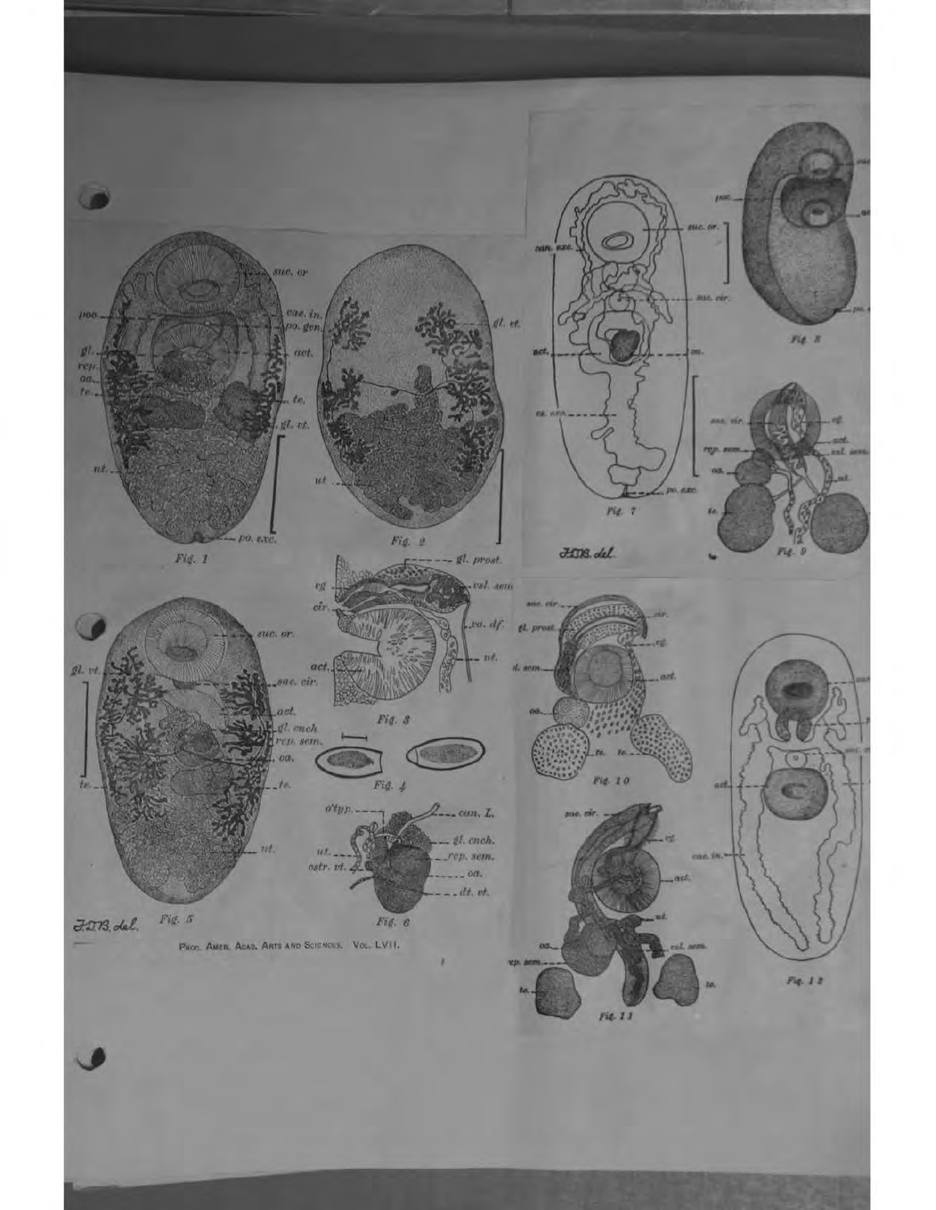Fig. 1

Fig. 2

Fig. 3

Fig. 4

Fig. 5

Fig. 6

Fig. 7

Fig. 8

Fig. 9

Fig. 10

Fig. 11

Fig. 12

F.D.B. del.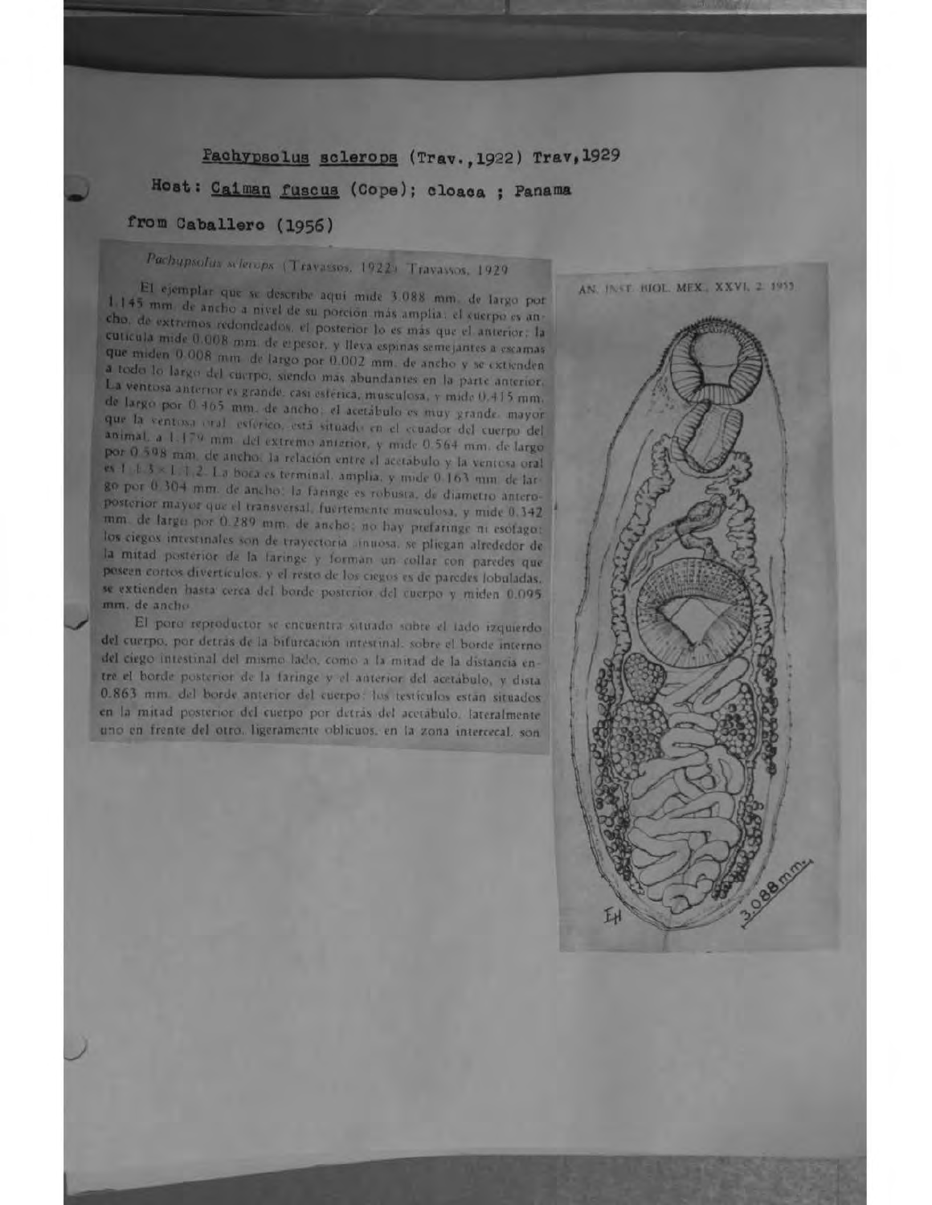**Pachypsolus sclerops** (Trav.,1922) Trav,1929

Host: *Caiman fuscus* (Cope); cloaca ; Panama

from Caballero (1956)

*Pachypsolus sclerops* (Travassos, 1922) Travassos, 1929

El ejemplar que se describe aquí mide 3.088 mm. de largo por 1.145 mm. de ancho a nivel de su porción más amplia; el cuerpo es ancho, de extremos redondeados, el posterior lo es más que el anterior; la cutícula mide 0.008 mm. de espesor, y lleva espinas semejantes a escamas que miden 0.008 mm. de largo por 0.002 mm. de ancho y se extienden a todo lo largo del cuerpo, siendo más abundantes en la parte anterior. La ventosa anterior es grande, casi esférica, musculosa, y mide 0.415 mm. de largo por 0.465 mm. de ancho; el acetábulo es muy grande, mayor que la ventosa oral, esférico, está situado en el ecuador del cuerpo del animal, a 1.179 mm. del extremo anterior, y mide 0.564 mm. de largo por 0.598 mm. de ancho; la relación entre el acetábulo y la ventosa oral es 1:1.3 × 1:1.2. La boca es terminal, amplia, y mide 0.163 mm. de largo por 0.304 mm. de ancho; la faringe es robusta, de diámetro anteroposterior mayor que el transversal, fuertemente musculosa, y mide 0.342 mm. de largo por 0.289 mm. de ancho; no hay prefaringe ni esófago; los ciegos intestinales son de trayectoria sinuosa, se pliegan alrededor de la mitad posterior de la faringe y forman un collar con paredes que poseen cortos divertículos, y el resto de los ciegos es de paredes lobuladas, se extienden hasta cerca del borde posterior del cuerpo y miden 0.095 mm. de ancho.

El poro reproductor se encuentra situado sobre el lado izquierdo del cuerpo, por detrás de la bifurcación intestinal, sobre el borde interno del ciego intestinal del mismo lado, como a la mitad de la distancia entre el borde posterior de la faringe y el anterior del acetábulo, y dista 0.863 mm. del borde anterior del cuerpo; los testículos están situados en la mitad posterior del cuerpo por detrás del acetábulo, lateralmente uno en frente del otro, ligeramente oblicuos, en la zona intercecal, son

AN. INST. BIOL. MEX., XXVI, 2, 1955

3.088 mm.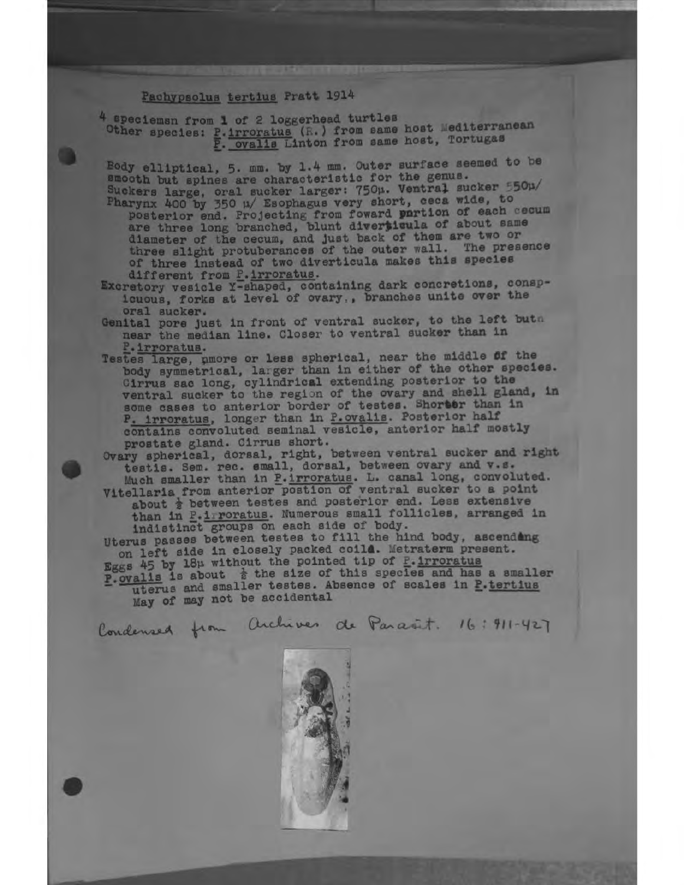Pachypsolus tertius Pratt 1914

4 speciemsn from 1 of 2 loggerhead turtles
Other species: P.irroratus (R.) from same host Mediterranean
P. ovalis Linton from same host, Tortugas

Body elliptical, 5. mm. by 1.4 mm. Outer surface seemed to be smooth but spines are characteristic for the genus.
Suckers large, oral sucker larger: 750μ. Ventral sucker 550μ/
Pharynx 400 by 350 μ/ Esophagus very short, ceca wide, to posterior end. Projecting from foward portion of each cecum are three long branched, blunt diverticula of about same diameter of the cecum, and just back of them are two or three slight protuberances of the outer wall. The presence of three instead of two diverticula makes this species different from P.irroratus.
Excretory vesicle Y-shaped, containing dark concretions, conspicuous, forks at level of ovary., branches unite over the oral sucker.
Genital pore just in front of ventral sucker, to the left but near the median line. Closer to ventral sucker than in P.irroratus.
Testes large, more or less spherical, near the middle of the body symmetrical, larger than in either of the other species. Cirrus sac long, cylindrical extending posterior to the ventral sucker to the region of the ovary and shell gland, in some cases to anterior border of testes. Shorter than in P. irroratus, longer than in P.ovalis. Posterior half contains convoluted seminal vesicle, anterior half mostly prostate gland. Cirrus short.
Ovary spherical, dorsal, right, between ventral sucker and right testis. Sem. rec. small, dorsal, between ovary and v.s. Much smaller than in P.irroratus. L. canal long, convoluted.
Vitellaria from anterior postion of ventral sucker to a point about ½ between testes and posterior end. Less extensive than in P.irroratus. Numerous small follicles, arranged in indistinct groups on each side of body.
Uterus passes between testes to fill the hind body, ascending on left side in closely packed coils. Metraterm present.
Eggs 45 by 18μ without the pointed tip of P.irroratus
P.ovalis is about ½ the size of this species and has a smaller uterus and smaller testes. Absence of scales in P.tertius May of may not be accidental

Condensed from Archives de Parasit. 16: 411-427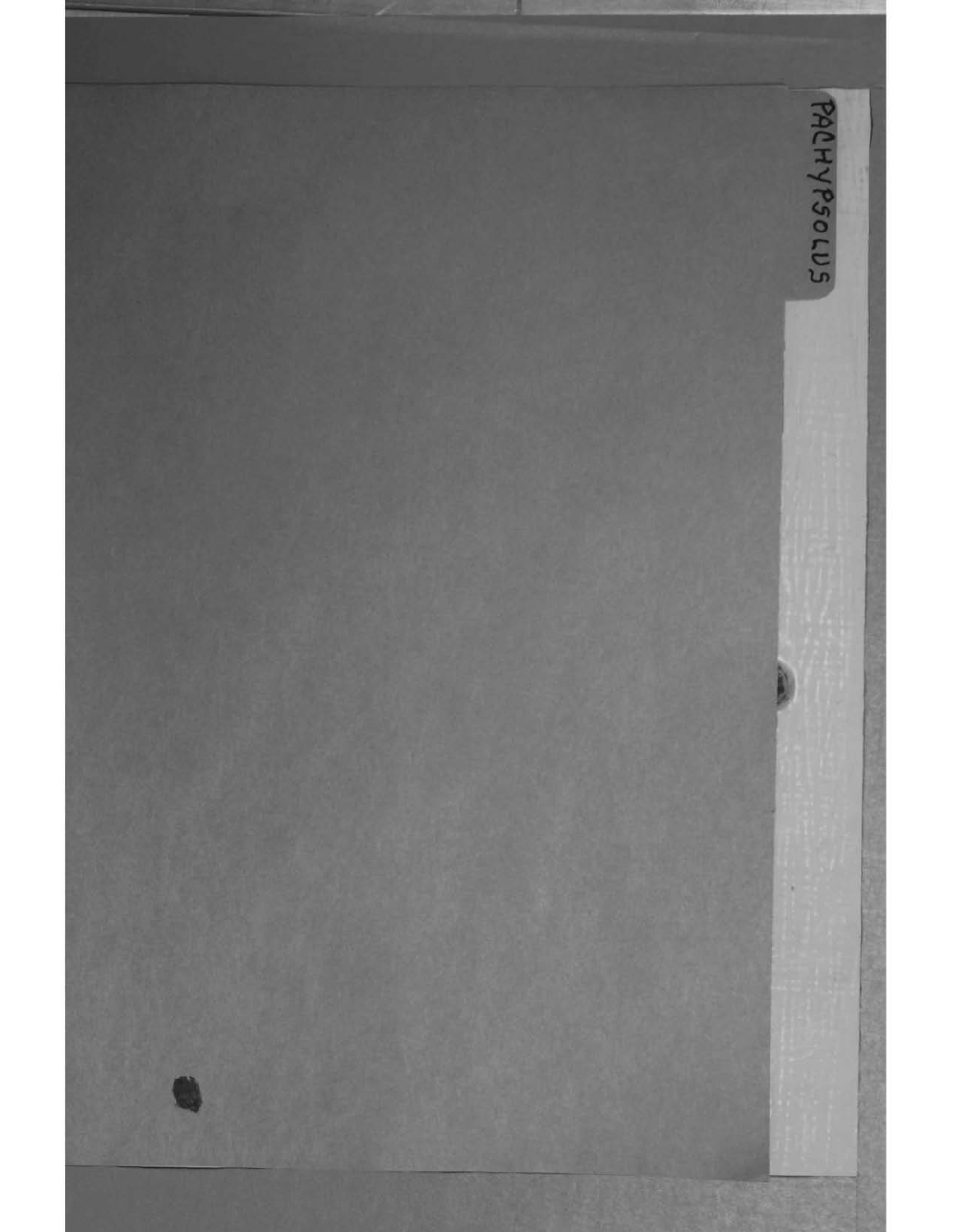PACHYPSOLUS